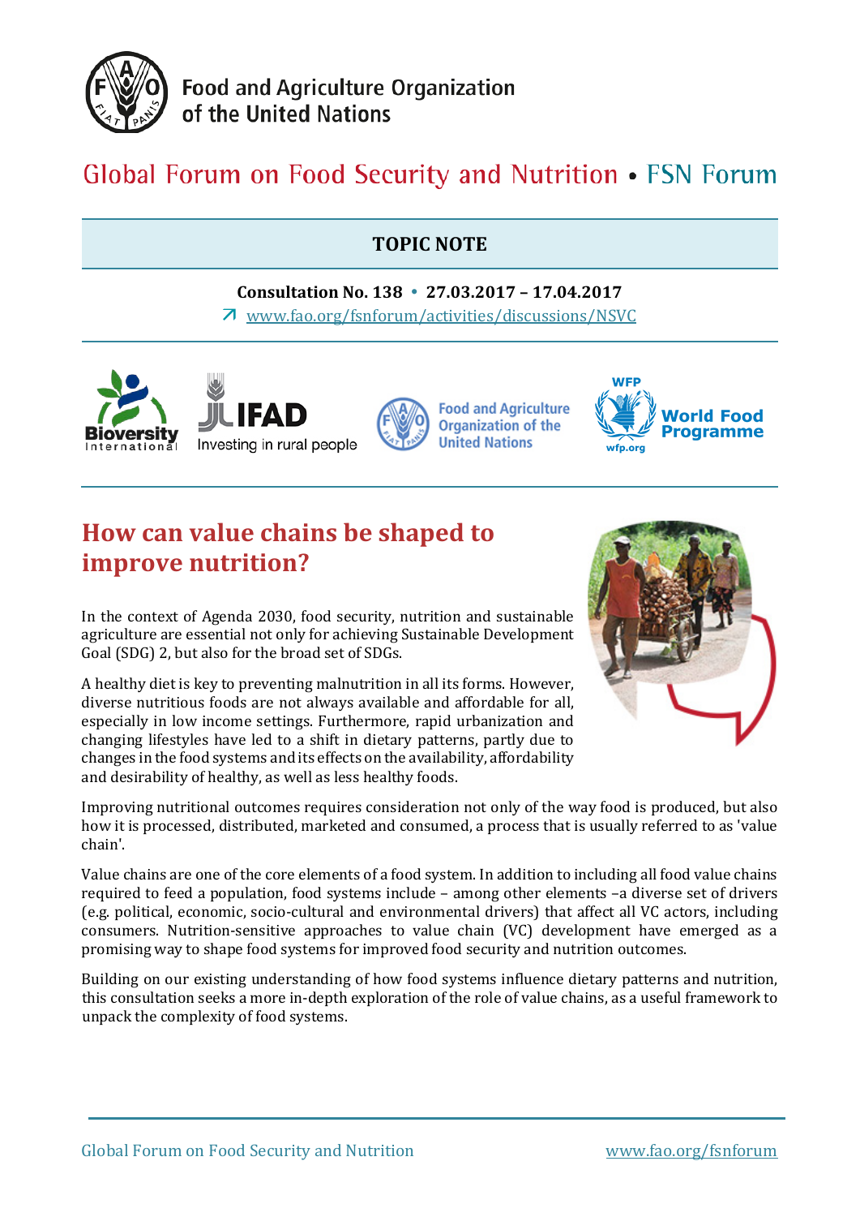Food and Agriculture Organization of the United Nations

Global Forum on Food Security and Nutrition • FSN Forum

**TOPIC NOTE**

**Consultation No. 138 • 27.03.2017 – 17.04.2017**

www.fao.org/fsnforum/activities/discussions/NSVC

# How can value chains be shaped to improve nutrition?

In the context of Agenda 2030, food security, nutrition and sustainable agriculture are essential not only for achieving Sustainable Development Goal (SDG) 2, but also for the broad set of SDGs.

A healthy diet is key to preventing malnutrition in all its forms. However, diverse nutritious foods are not always available and affordable for all, especially in low income settings. Furthermore, rapid urbanization and changing lifestyles have led to a shift in dietary patterns, partly due to changes in the food systems and its effects on the availability, affordability and desirability of healthy, as well as less healthy foods.

Improving nutritional outcomes requires consideration not only of the way food is produced, but also how it is processed, distributed, marketed and consumed, a process that is usually referred to as 'value chain'.

Value chains are one of the core elements of a food system. In addition to including all food value chains required to feed a population, food systems include – among other elements –a diverse set of drivers (e.g. political, economic, socio-cultural and environmental drivers) that affect all VC actors, including consumers. Nutrition-sensitive approaches to value chain (VC) development have emerged as a promising way to shape food systems for improved food security and nutrition outcomes.

Building on our existing understanding of how food systems influence dietary patterns and nutrition, this consultation seeks a more in-depth exploration of the role of value chains, as a useful framework to unpack the complexity of food systems.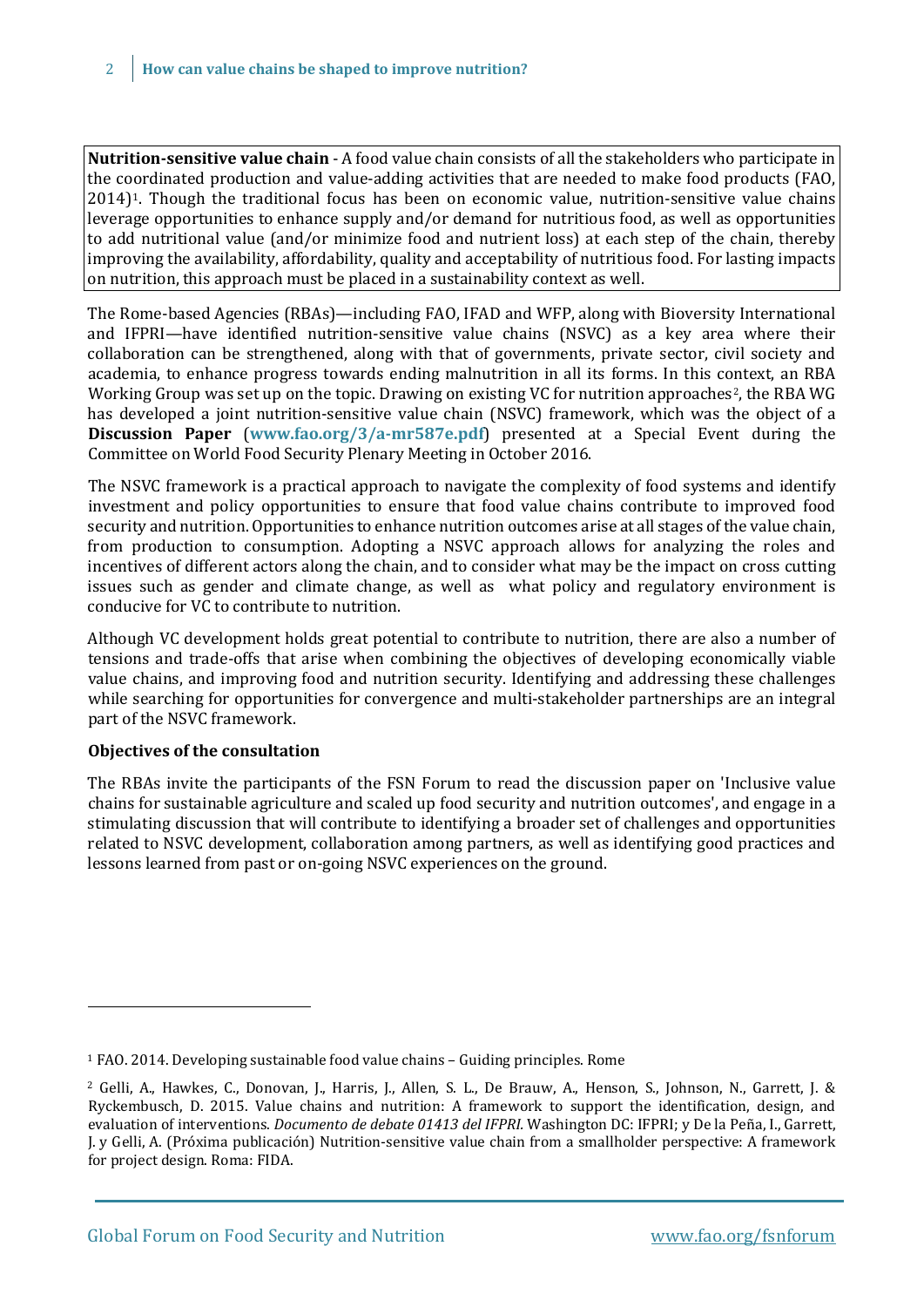**Nutrition-sensitive value chain** - A food value chain consists of all the stakeholders who participate in the coordinated production and value-adding activities that are needed to make food products (FAO, 2014)[1]. Though the traditional focus has been on economic value, nutrition-sensitive value chains leverage opportunities to enhance supply and/or demand for nutritious food, as well as opportunities to add nutritional value (and/or minimize food and nutrient loss) at each step of the chain, thereby improving the availability, affordability, quality and acceptability of nutritious food. For lasting impacts on nutrition, this approach must be placed in a sustainability context as well.

The Rome-based Agencies (RBAs)—including FAO, IFAD and WFP, along with Bioversity International and IFPRI—have identified nutrition-sensitive value chains (NSVC) as a key area where their collaboration can be strengthened, along with that of governments, private sector, civil society and academia, to enhance progress towards ending malnutrition in all its forms. In this context, an RBA Working Group was set up on the topic. Drawing on existing VC for nutrition approaches[2], the RBA WG has developed a joint nutrition-sensitive value chain (NSVC) framework, which was the object of a **Discussion Paper** (**www.fao.org/3/a-mr587e.pdf**) presented at a Special Event during the Committee on World Food Security Plenary Meeting in October 2016.

The NSVC framework is a practical approach to navigate the complexity of food systems and identify investment and policy opportunities to ensure that food value chains contribute to improved food security and nutrition. Opportunities to enhance nutrition outcomes arise at all stages of the value chain, from production to consumption. Adopting a NSVC approach allows for analyzing the roles and incentives of different actors along the chain, and to consider what may be the impact on cross cutting issues such as gender and climate change, as well as what policy and regulatory environment is conducive for VC to contribute to nutrition.

Although VC development holds great potential to contribute to nutrition, there are also a number of tensions and trade-offs that arise when combining the objectives of developing economically viable value chains, and improving food and nutrition security. Identifying and addressing these challenges while searching for opportunities for convergence and multi-stakeholder partnerships are an integral part of the NSVC framework.

**Objectives of the consultation**

The RBAs invite the participants of the FSN Forum to read the discussion paper on 'Inclusive value chains for sustainable agriculture and scaled up food security and nutrition outcomes', and engage in a stimulating discussion that will contribute to identifying a broader set of challenges and opportunities related to NSVC development, collaboration among partners, as well as identifying good practices and lessons learned from past or on-going NSVC experiences on the ground.

---

[1] FAO. 2014. Developing sustainable food value chains – Guiding principles. Rome

[2] Gelli, A., Hawkes, C., Donovan, J., Harris, J., Allen, S. L., De Brauw, A., Henson, S., Johnson, N., Garrett, J. & Ryckembusch, D. 2015. Value chains and nutrition: A framework to support the identification, design, and evaluation of interventions. *Documento de debate 01413 del IFPRI*. Washington DC: IFPRI; y De la Peña, I., Garrett, J. y Gelli, A. (Próxima publicación) Nutrition-sensitive value chain from a smallholder perspective: A framework for project design. Roma: FIDA.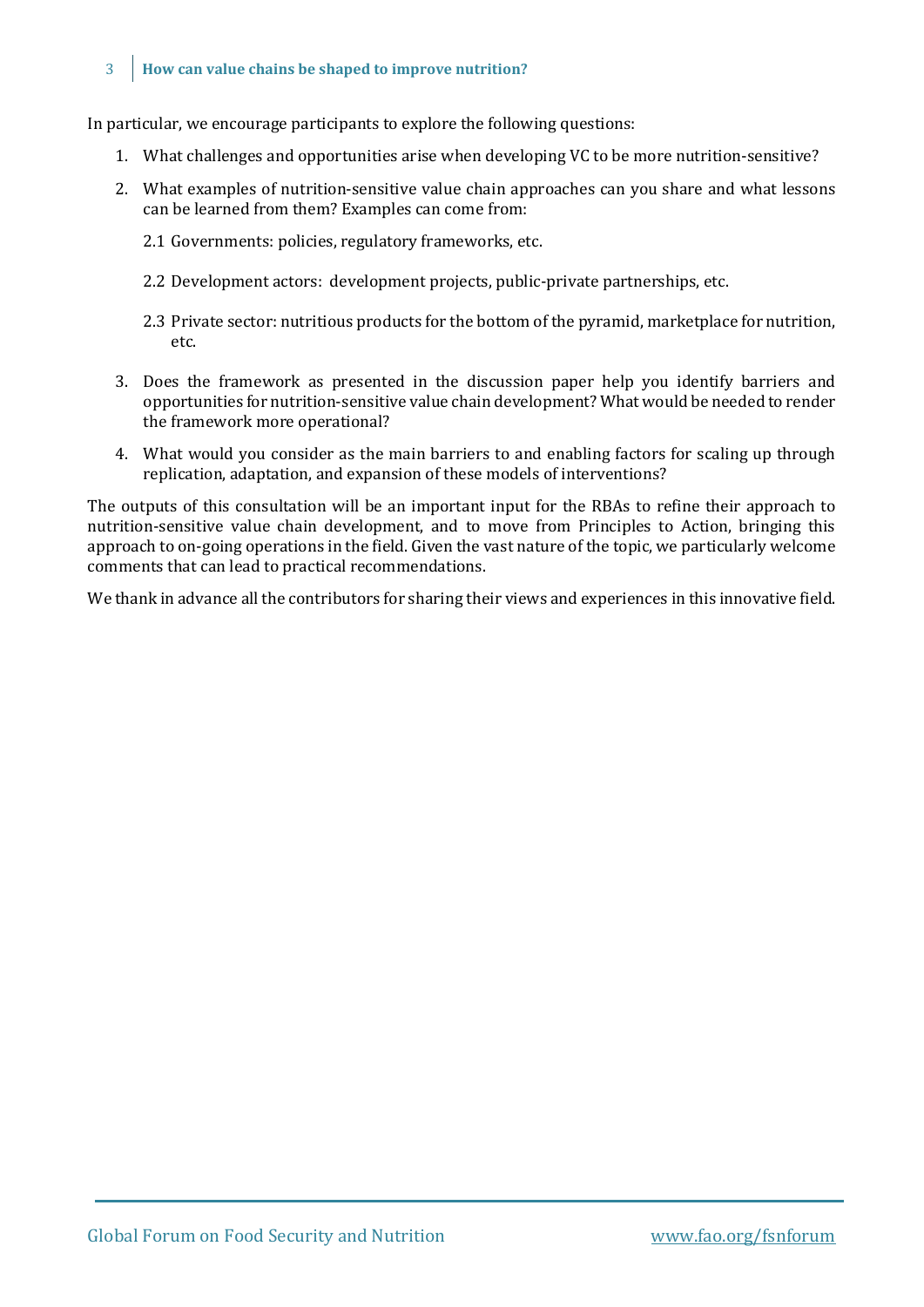In particular, we encourage participants to explore the following questions:

1. What challenges and opportunities arise when developing VC to be more nutrition-sensitive?
2. What examples of nutrition-sensitive value chain approaches can you share and what lessons can be learned from them? Examples can come from:

   2.1 Governments: policies, regulatory frameworks, etc.

   2.2 Development actors: development projects, public-private partnerships, etc.

   2.3 Private sector: nutritious products for the bottom of the pyramid, marketplace for nutrition, etc.

3. Does the framework as presented in the discussion paper help you identify barriers and opportunities for nutrition-sensitive value chain development? What would be needed to render the framework more operational?
4. What would you consider as the main barriers to and enabling factors for scaling up through replication, adaptation, and expansion of these models of interventions?

The outputs of this consultation will be an important input for the RBAs to refine their approach to nutrition-sensitive value chain development, and to move from Principles to Action, bringing this approach to on-going operations in the field. Given the vast nature of the topic, we particularly welcome comments that can lead to practical recommendations.

We thank in advance all the contributors for sharing their views and experiences in this innovative field.